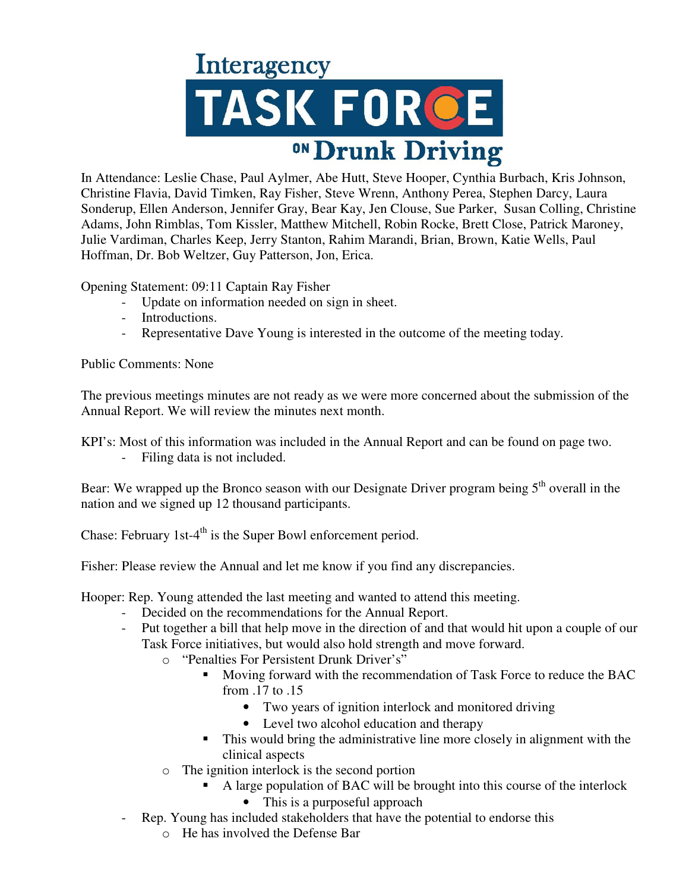# Interagency TASK FORCE ON Drunk Driving

In Attendance: Leslie Chase, Paul Aylmer, Abe Hutt, Steve Hooper, Cynthia Burbach, Kris Johnson, Christine Flavia, David Timken, Ray Fisher, Steve Wrenn, Anthony Perea, Stephen Darcy, Laura Sonderup, Ellen Anderson, Jennifer Gray, Bear Kay, Jen Clouse, Sue Parker, Susan Colling, Christine Adams, John Rimblas, Tom Kissler, Matthew Mitchell, Robin Rocke, Brett Close, Patrick Maroney, Julie Vardiman, Charles Keep, Jerry Stanton, Rahim Marandi, Brian, Brown, Katie Wells, Paul Hoffman, Dr. Bob Weltzer, Guy Patterson, Jon, Erica.

Opening Statement: 09:11 Captain Ray Fisher

- Update on information needed on sign in sheet.
- Introductions.
- Representative Dave Young is interested in the outcome of the meeting today.

Public Comments: None

The previous meetings minutes are not ready as we were more concerned about the submission of the Annual Report. We will review the minutes next month.

KPI's: Most of this information was included in the Annual Report and can be found on page two.

- Filing data is not included.

Bear: We wrapped up the Bronco season with our Designate Driver program being 5th overall in the nation and we signed up 12 thousand participants.

Chase: February 1st-4th is the Super Bowl enforcement period.

Fisher: Please review the Annual and let me know if you find any discrepancies.

Hooper: Rep. Young attended the last meeting and wanted to attend this meeting.

- Decided on the recommendations for the Annual Report.
- Put together a bill that help move in the direction of and that would hit upon a couple of our Task Force initiatives, but would also hold strength and move forward.
  - "Penalties For Persistent Drunk Driver's"
    - Moving forward with the recommendation of Task Force to reduce the BAC from .17 to .15
      - Two years of ignition interlock and monitored driving
      - Level two alcohol education and therapy
    - This would bring the administrative line more closely in alignment with the clinical aspects
  - The ignition interlock is the second portion
    - A large population of BAC will be brought into this course of the interlock
      - This is a purposeful approach
- Rep. Young has included stakeholders that have the potential to endorse this
  - He has involved the Defense Bar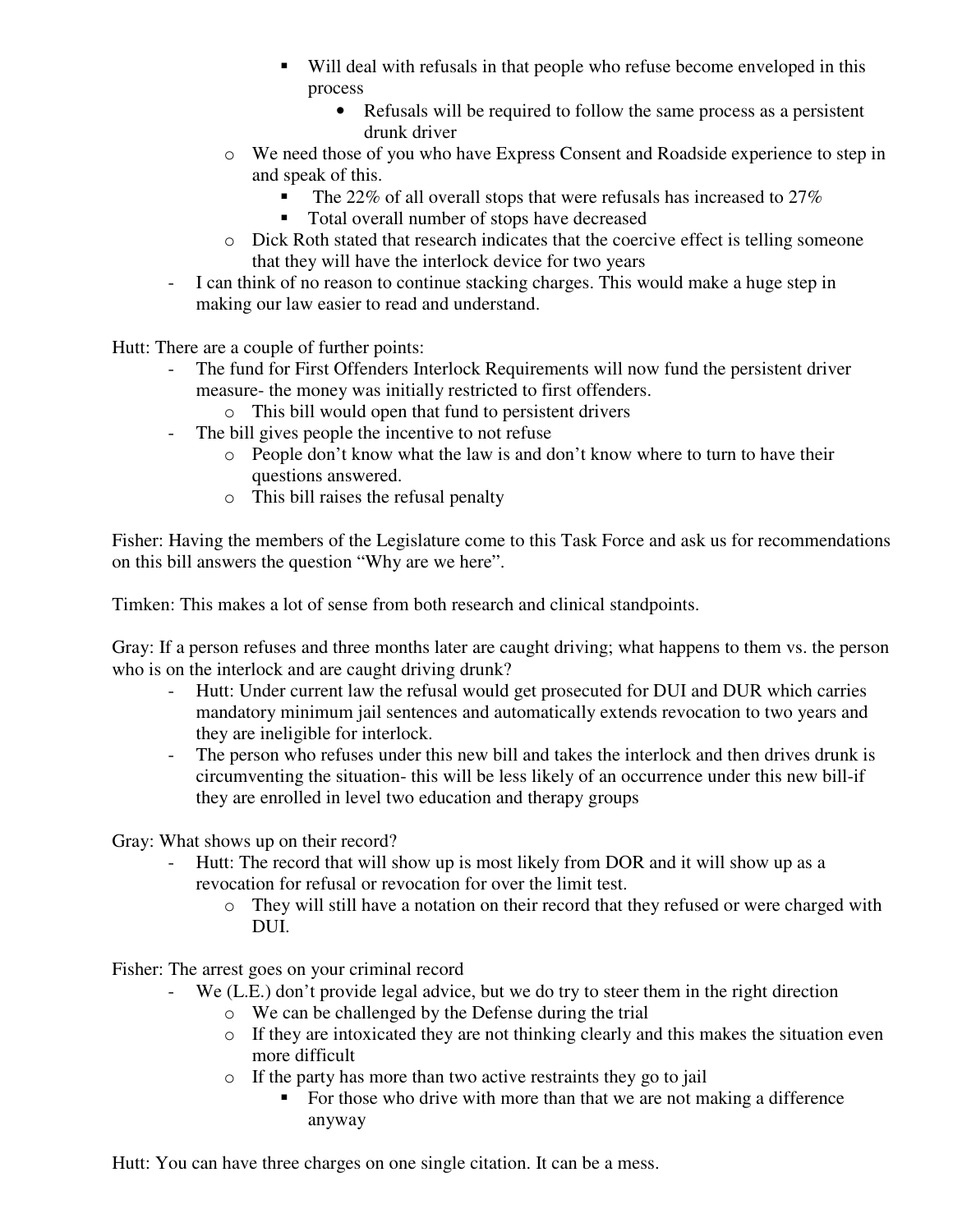- Will deal with refusals in that people who refuse become enveloped in this process
            - Refusals will be required to follow the same process as a persistent drunk driver
    - We need those of you who have Express Consent and Roadside experience to step in and speak of this.
        - The 22% of all overall stops that were refusals has increased to 27%
        - Total overall number of stops have decreased
    - Dick Roth stated that research indicates that the coercive effect is telling someone that they will have the interlock device for two years
- I can think of no reason to continue stacking charges. This would make a huge step in making our law easier to read and understand.

Hutt: There are a couple of further points:

- The fund for First Offenders Interlock Requirements will now fund the persistent driver measure- the money was initially restricted to first offenders.
    - This bill would open that fund to persistent drivers
- The bill gives people the incentive to not refuse
    - People don't know what the law is and don't know where to turn to have their questions answered.
    - This bill raises the refusal penalty

Fisher: Having the members of the Legislature come to this Task Force and ask us for recommendations on this bill answers the question "Why are we here".

Timken: This makes a lot of sense from both research and clinical standpoints.

Gray: If a person refuses and three months later are caught driving; what happens to them vs. the person who is on the interlock and are caught driving drunk?

- Hutt: Under current law the refusal would get prosecuted for DUI and DUR which carries mandatory minimum jail sentences and automatically extends revocation to two years and they are ineligible for interlock.
- The person who refuses under this new bill and takes the interlock and then drives drunk is circumventing the situation- this will be less likely of an occurrence under this new bill-if they are enrolled in level two education and therapy groups

Gray: What shows up on their record?

- Hutt: The record that will show up is most likely from DOR and it will show up as a revocation for refusal or revocation for over the limit test.
    - They will still have a notation on their record that they refused or were charged with DUI.

Fisher: The arrest goes on your criminal record

- We (L.E.) don't provide legal advice, but we do try to steer them in the right direction
    - We can be challenged by the Defense during the trial
    - If they are intoxicated they are not thinking clearly and this makes the situation even more difficult
    - If the party has more than two active restraints they go to jail
        - For those who drive with more than that we are not making a difference anyway

Hutt: You can have three charges on one single citation. It can be a mess.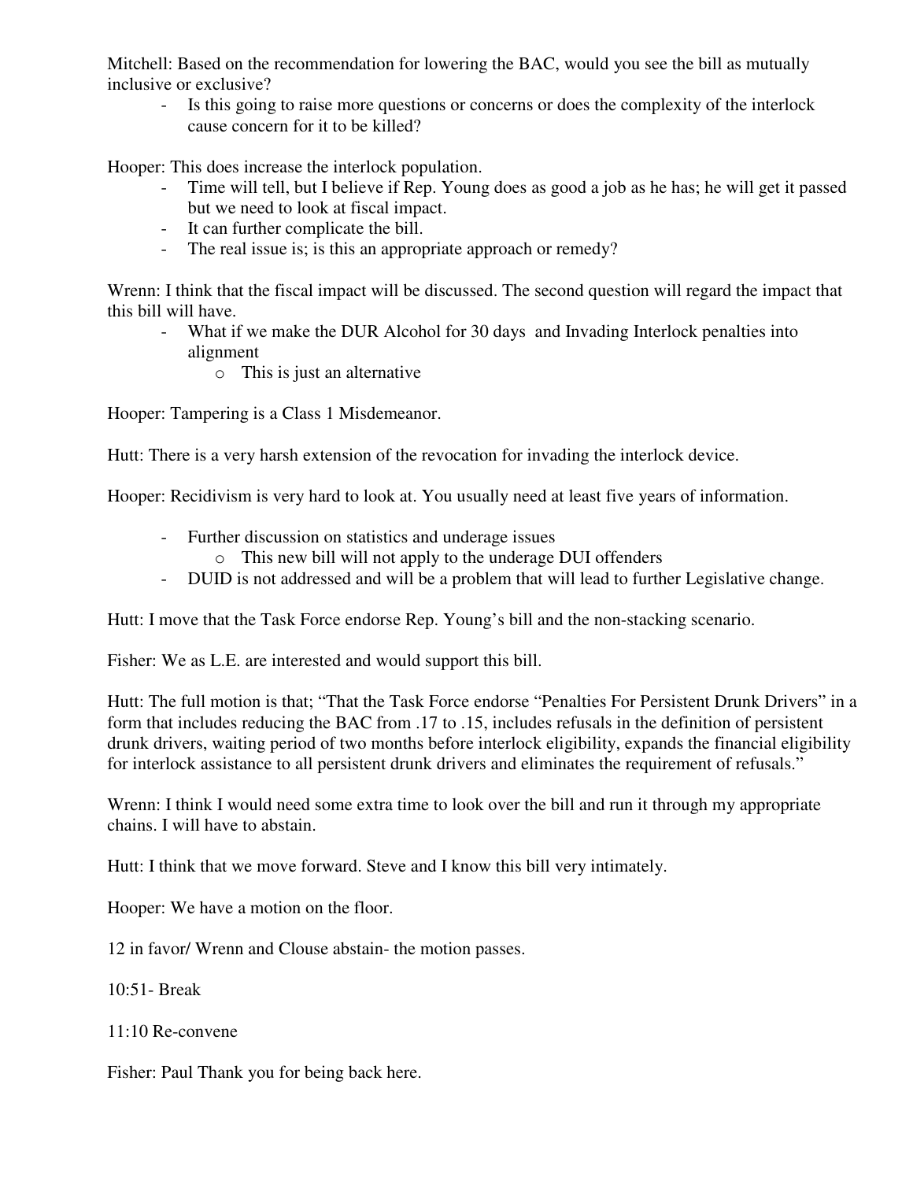Mitchell: Based on the recommendation for lowering the BAC, would you see the bill as mutually inclusive or exclusive?

- Is this going to raise more questions or concerns or does the complexity of the interlock cause concern for it to be killed?

Hooper: This does increase the interlock population.

- Time will tell, but I believe if Rep. Young does as good a job as he has; he will get it passed but we need to look at fiscal impact.
- It can further complicate the bill.
- The real issue is; is this an appropriate approach or remedy?

Wrenn: I think that the fiscal impact will be discussed. The second question will regard the impact that this bill will have.

- What if we make the DUR Alcohol for 30 days and Invading Interlock penalties into alignment
    - This is just an alternative

Hooper: Tampering is a Class 1 Misdemeanor.

Hutt: There is a very harsh extension of the revocation for invading the interlock device.

Hooper: Recidivism is very hard to look at. You usually need at least five years of information.

- Further discussion on statistics and underage issues
    - This new bill will not apply to the underage DUI offenders
- DUID is not addressed and will be a problem that will lead to further Legislative change.

Hutt: I move that the Task Force endorse Rep. Young's bill and the non-stacking scenario.

Fisher: We as L.E. are interested and would support this bill.

Hutt: The full motion is that; "That the Task Force endorse "Penalties For Persistent Drunk Drivers" in a form that includes reducing the BAC from .17 to .15, includes refusals in the definition of persistent drunk drivers, waiting period of two months before interlock eligibility, expands the financial eligibility for interlock assistance to all persistent drunk drivers and eliminates the requirement of refusals."

Wrenn: I think I would need some extra time to look over the bill and run it through my appropriate chains. I will have to abstain.

Hutt: I think that we move forward. Steve and I know this bill very intimately.

Hooper: We have a motion on the floor.

12 in favor/ Wrenn and Clouse abstain- the motion passes.

10:51- Break

11:10 Re-convene

Fisher: Paul Thank you for being back here.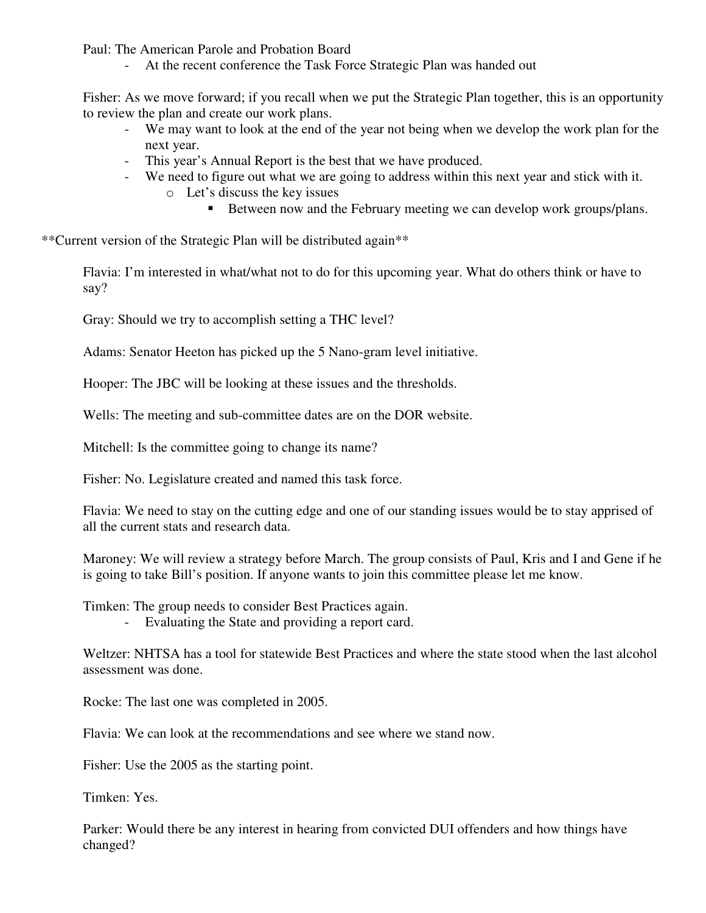Paul: The American Parole and Probation Board

- At the recent conference the Task Force Strategic Plan was handed out

Fisher: As we move forward; if you recall when we put the Strategic Plan together, this is an opportunity to review the plan and create our work plans.

- We may want to look at the end of the year not being when we develop the work plan for the next year.
- This year's Annual Report is the best that we have produced.
- We need to figure out what we are going to address within this next year and stick with it.
    - Let's discuss the key issues
        - Between now and the February meeting we can develop work groups/plans.

**Current version of the Strategic Plan will be distributed again**

Flavia: I'm interested in what/what not to do for this upcoming year. What do others think or have to say?

Gray: Should we try to accomplish setting a THC level?

Adams: Senator Heeton has picked up the 5 Nano-gram level initiative.

Hooper: The JBC will be looking at these issues and the thresholds.

Wells: The meeting and sub-committee dates are on the DOR website.

Mitchell: Is the committee going to change its name?

Fisher: No. Legislature created and named this task force.

Flavia: We need to stay on the cutting edge and one of our standing issues would be to stay apprised of all the current stats and research data.

Maroney: We will review a strategy before March. The group consists of Paul, Kris and I and Gene if he is going to take Bill's position. If anyone wants to join this committee please let me know.

Timken: The group needs to consider Best Practices again.

- Evaluating the State and providing a report card.

Weltzer: NHTSA has a tool for statewide Best Practices and where the state stood when the last alcohol assessment was done.

Rocke: The last one was completed in 2005.

Flavia: We can look at the recommendations and see where we stand now.

Fisher: Use the 2005 as the starting point.

Timken: Yes.

Parker: Would there be any interest in hearing from convicted DUI offenders and how things have changed?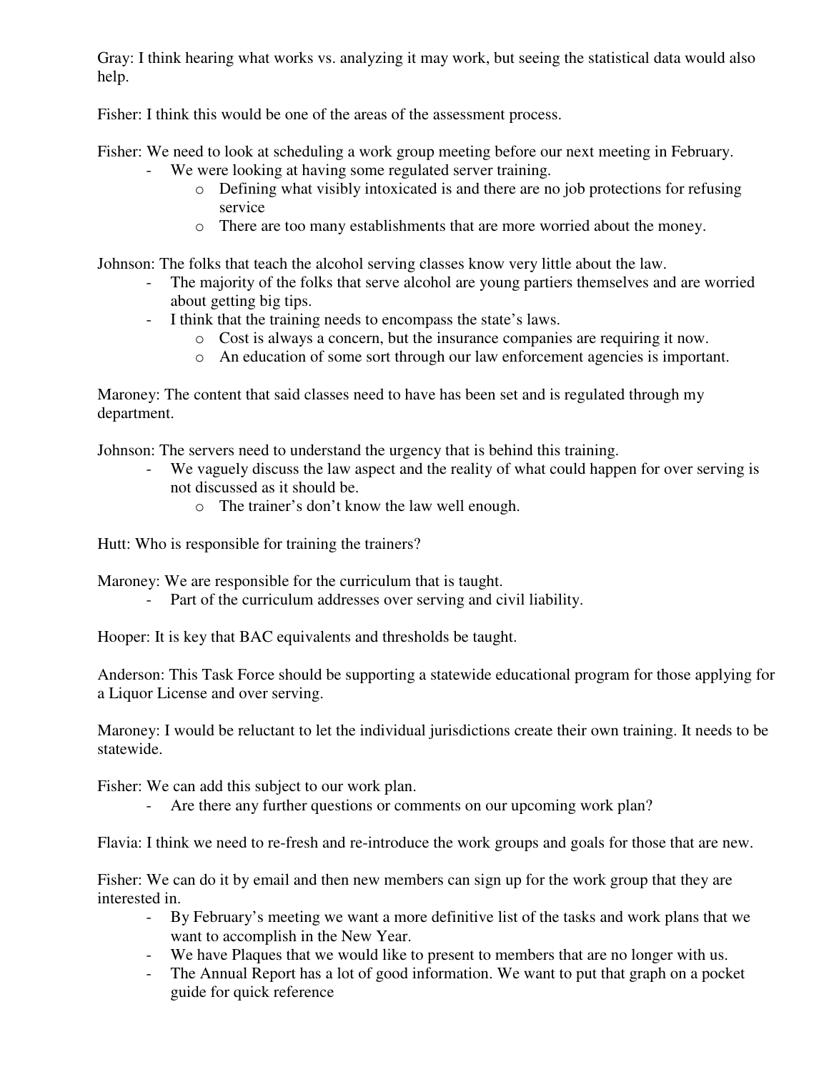Gray: I think hearing what works vs. analyzing it may work, but seeing the statistical data would also help.

Fisher: I think this would be one of the areas of the assessment process.

Fisher: We need to look at scheduling a work group meeting before our next meeting in February.

- We were looking at having some regulated server training.
  - Defining what visibly intoxicated is and there are no job protections for refusing service
  - There are too many establishments that are more worried about the money.

Johnson: The folks that teach the alcohol serving classes know very little about the law.

- The majority of the folks that serve alcohol are young partiers themselves and are worried about getting big tips.
- I think that the training needs to encompass the state's laws.
  - Cost is always a concern, but the insurance companies are requiring it now.
  - An education of some sort through our law enforcement agencies is important.

Maroney: The content that said classes need to have has been set and is regulated through my department.

Johnson: The servers need to understand the urgency that is behind this training.

- We vaguely discuss the law aspect and the reality of what could happen for over serving is not discussed as it should be.
  - The trainer's don't know the law well enough.

Hutt: Who is responsible for training the trainers?

Maroney: We are responsible for the curriculum that is taught.

- Part of the curriculum addresses over serving and civil liability.

Hooper: It is key that BAC equivalents and thresholds be taught.

Anderson: This Task Force should be supporting a statewide educational program for those applying for a Liquor License and over serving.

Maroney: I would be reluctant to let the individual jurisdictions create their own training. It needs to be statewide.

Fisher: We can add this subject to our work plan.

- Are there any further questions or comments on our upcoming work plan?

Flavia: I think we need to re-fresh and re-introduce the work groups and goals for those that are new.

Fisher: We can do it by email and then new members can sign up for the work group that they are interested in.

- By February's meeting we want a more definitive list of the tasks and work plans that we want to accomplish in the New Year.
- We have Plaques that we would like to present to members that are no longer with us.
- The Annual Report has a lot of good information. We want to put that graph on a pocket guide for quick reference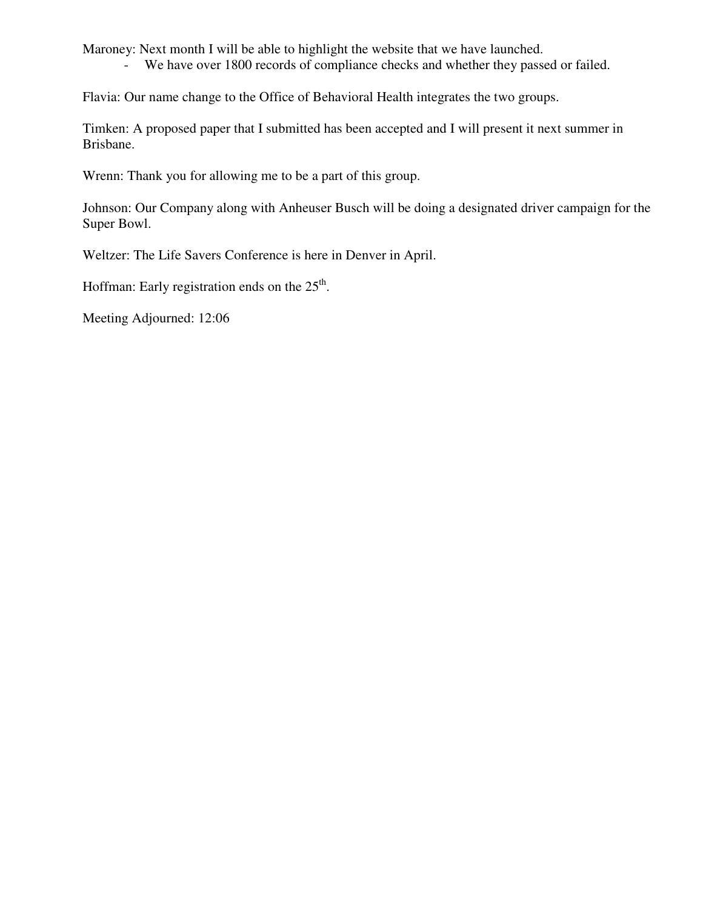Maroney: Next month I will be able to highlight the website that we have launched.

- We have over 1800 records of compliance checks and whether they passed or failed.

Flavia: Our name change to the Office of Behavioral Health integrates the two groups.

Timken: A proposed paper that I submitted has been accepted and I will present it next summer in Brisbane.

Wrenn: Thank you for allowing me to be a part of this group.

Johnson: Our Company along with Anheuser Busch will be doing a designated driver campaign for the Super Bowl.

Weltzer: The Life Savers Conference is here in Denver in April.

Hoffman: Early registration ends on the 25th.

Meeting Adjourned: 12:06